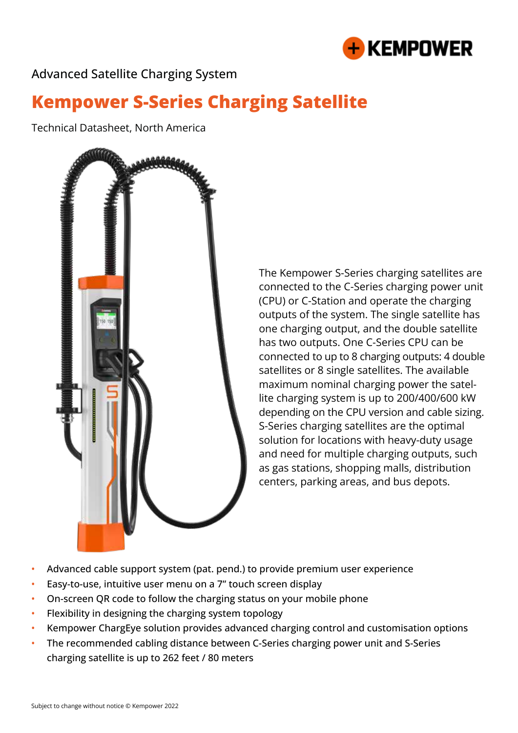Advanced Satellite Charging System

# Kempower S-Series Charging Satellite

Technical Datasheet, North America

The Kempower S-Series charging satellites are connected to the C-Series charging power unit (CPU) or C-Station and operate the charging outputs of the system. The single satellite has one charging output, and the double satellite has two outputs. One C-Series CPU can be connected to up to 8 charging outputs: 4 double satellites or 8 single satellites. The available maximum nominal charging power the satellite charging system is up to 200/400/600 kW depending on the CPU version and cable sizing. S-Series charging satellites are the optimal solution for locations with heavy-duty usage and need for multiple charging outputs, such as gas stations, shopping malls, distribution centers, parking areas, and bus depots.

- Advanced cable support system (pat. pend.) to provide premium user experience
- Easy-to-use, intuitive user menu on a 7" touch screen display
- On-screen QR code to follow the charging status on your mobile phone
- Flexibility in designing the charging system topology
- Kempower ChargEye solution provides advanced charging control and customisation options
- The recommended cabling distance between C-Series charging power unit and S-Series charging satellite is up to 262 feet / 80 meters

Subject to change without notice © Kempower 2022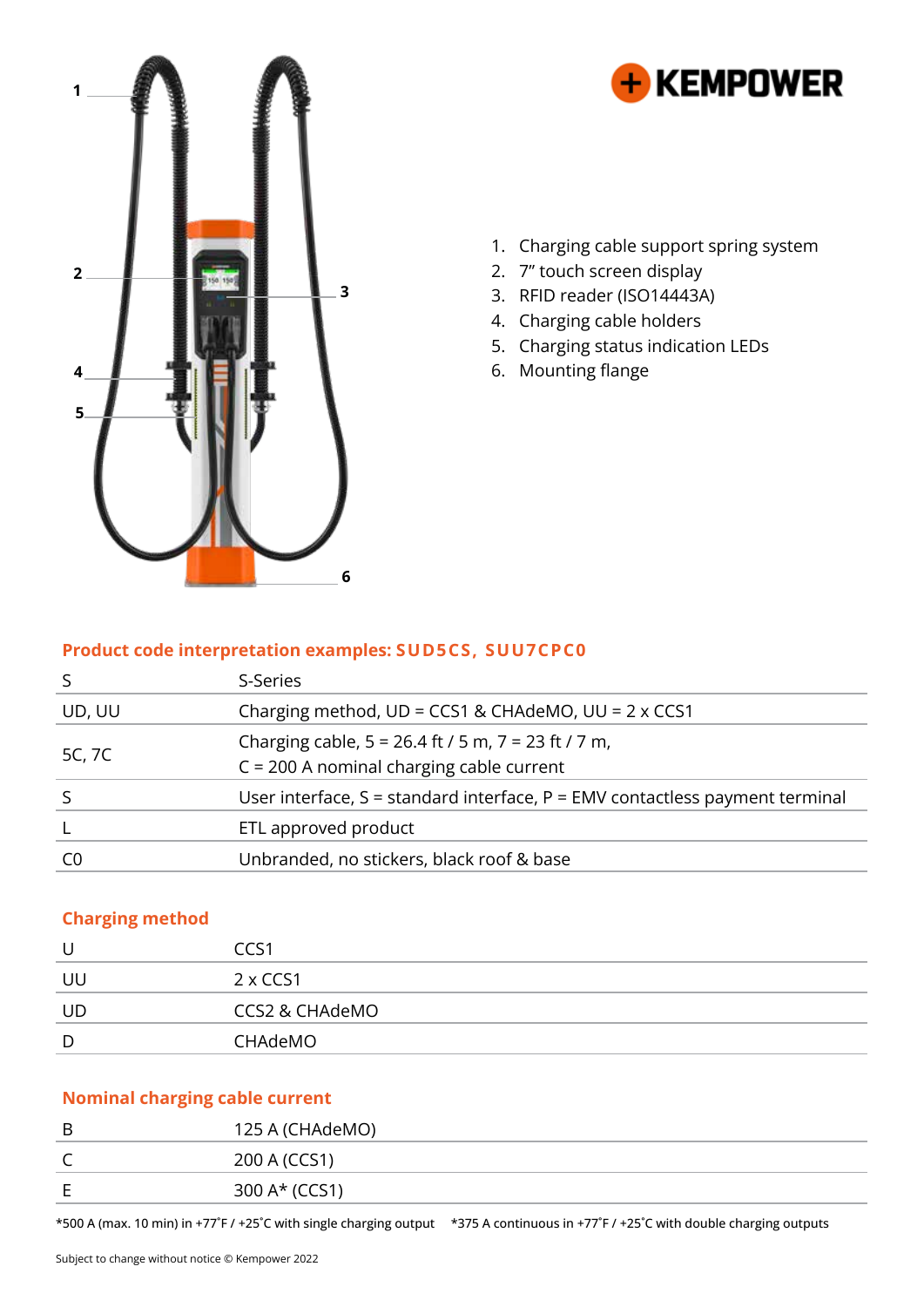1. Charging cable support spring system
2. 7" touch screen display
3. RFID reader (ISO14443A)
4. Charging cable holders
5. Charging status indication LEDs
6. Mounting flange

## Product code interpretation examples: SUD5CS, SUU7CPC0

| | |
|---|---|
| S | S-Series |
| UD, UU | Charging method, UD = CCS1 & CHAdeMO, UU = 2 x CCS1 |
| 5C, 7C | Charging cable, 5 = 26.4 ft / 5 m, 7 = 23 ft / 7 m,<br>C = 200 A nominal charging cable current |
| S | User interface, S = standard interface, P = EMV contactless payment terminal |
| L | ETL approved product |
| C0 | Unbranded, no stickers, black roof & base |

## Charging method

| | |
|---|---|
| U | CCS1 |
| UU | 2 x CCS1 |
| UD | CCS2 & CHAdeMO |
| D | CHAdeMO |

## Nominal charging cable current

| | |
|---|---|
| B | 125 A (CHAdeMO) |
| C | 200 A (CCS1) |
| E | 300 A* (CCS1) |

*500 A (max. 10 min) in +77˚F / +25˚C with single charging output *375 A continuous in +77˚F / +25˚C with double charging outputs

Subject to change without notice © Kempower 2022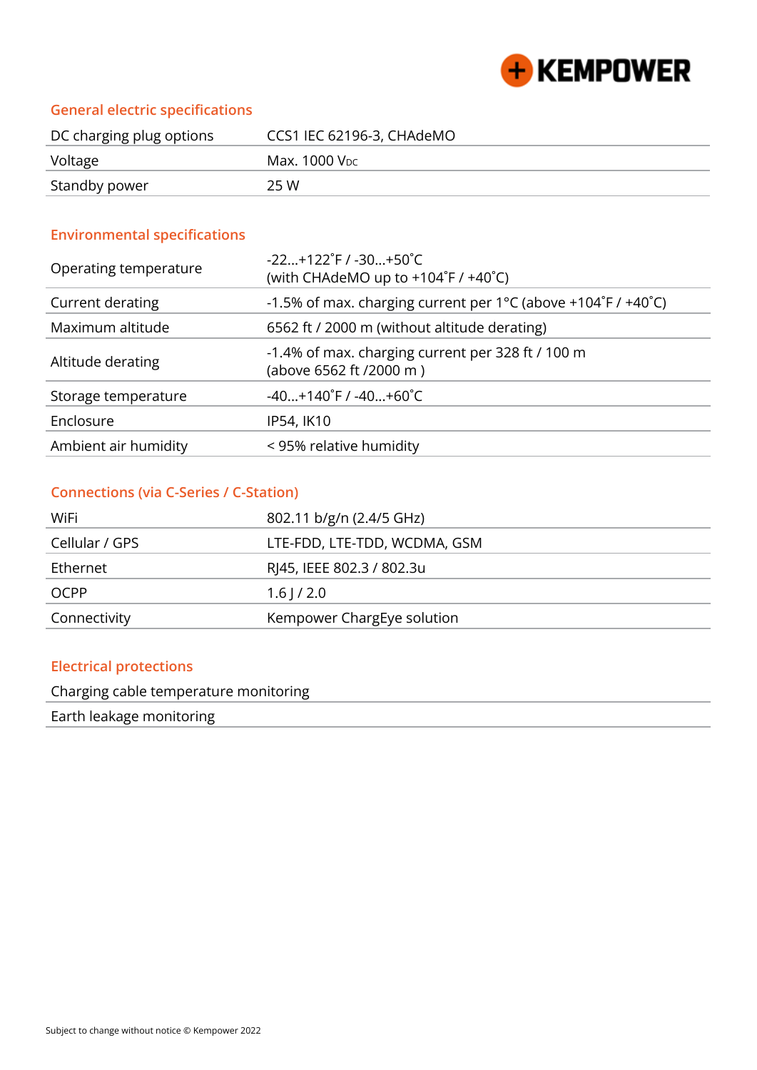## General electric specifications

| DC charging plug options | CCS1 IEC 62196-3, CHAdeMO |
|---|---|
| Voltage | Max. 1000 $V_{DC}$ |
| Standby power | 25 W |

## Environmental specifications

| Operating temperature | -22...+122˚F / -30...+50˚C<br>(with CHAdeMO up to +104˚F / +40˚C) |
|---|---|
| Current derating | -1.5% of max. charging current per 1°C (above +104˚F / +40˚C) |
| Maximum altitude | 6562 ft / 2000 m (without altitude derating) |
| Altitude derating | -1.4% of max. charging current per 328 ft / 100 m<br>(above 6562 ft /2000 m ) |
| Storage temperature | -40...+140˚F / -40...+60˚C |
| Enclosure | IP54, IK10 |
| Ambient air humidity | < 95% relative humidity |

## Connections (via C-Series / C-Station)

| WiFi | 802.11 b/g/n (2.4/5 GHz) |
|---|---|
| Cellular / GPS | LTE-FDD, LTE-TDD, WCDMA, GSM |
| Ethernet | RJ45, IEEE 802.3 / 802.3u |
| OCPP | 1.6 J / 2.0 |
| Connectivity | Kempower ChargEye solution |

## Electrical protections

| Charging cable temperature monitoring |
|---|
| Earth leakage monitoring |

Subject to change without notice © Kempower 2022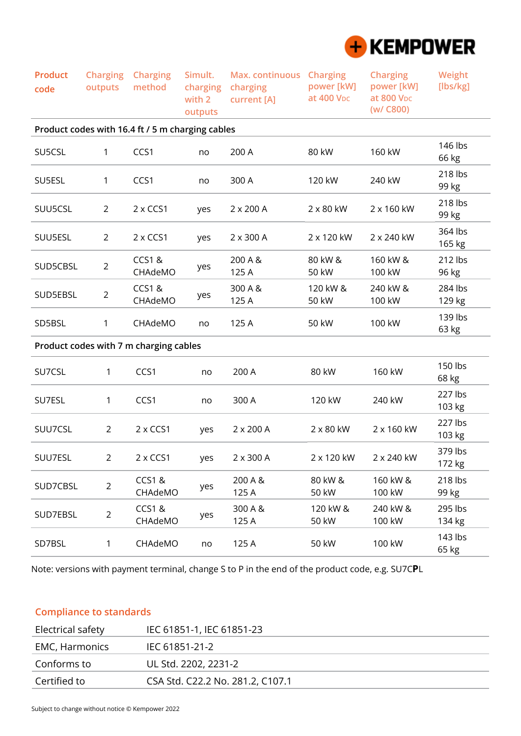| Product code | Charging outputs | Charging method | Simult. charging with 2 outputs | Max. continuous charging current [A] | Charging power [kW] at 400 $V_{DC}$ | Charging power [kW] at 800 $V_{DC}$ (w/ C800) | Weight [lbs/kg] |
|---|---|---|---|---|---|---|---|
| **Product codes with 16.4 ft / 5 m charging cables** | | | | | | | |
| SU5CSL | 1 | CCS1 | no | 200 A | 80 kW | 160 kW | 146 lbs 66 kg |
| SU5ESL | 1 | CCS1 | no | 300 A | 120 kW | 240 kW | 218 lbs 99 kg |
| SUU5CSL | 2 | 2 x CCS1 | yes | 2 x 200 A | 2 x 80 kW | 2 x 160 kW | 218 lbs 99 kg |
| SUU5ESL | 2 | 2 x CCS1 | yes | 2 x 300 A | 2 x 120 kW | 2 x 240 kW | 364 lbs 165 kg |
| SUD5CBSL | 2 | CCS1 & CHAdeMO | yes | 200 A & 125 A | 80 kW & 50 kW | 160 kW & 100 kW | 212 lbs 96 kg |
| SUD5EBSL | 2 | CCS1 & CHAdeMO | yes | 300 A & 125 A | 120 kW & 50 kW | 240 kW & 100 kW | 284 lbs 129 kg |
| SD5BSL | 1 | CHAdeMO | no | 125 A | 50 kW | 100 kW | 139 lbs 63 kg |
| **Product codes with 7 m charging cables** | | | | | | | |
| SU7CSL | 1 | CCS1 | no | 200 A | 80 kW | 160 kW | 150 lbs 68 kg |
| SU7ESL | 1 | CCS1 | no | 300 A | 120 kW | 240 kW | 227 lbs 103 kg |
| SUU7CSL | 2 | 2 x CCS1 | yes | 2 x 200 A | 2 x 80 kW | 2 x 160 kW | 227 lbs 103 kg |
| SUU7ESL | 2 | 2 x CCS1 | yes | 2 x 300 A | 2 x 120 kW | 2 x 240 kW | 379 lbs 172 kg |
| SUD7CBSL | 2 | CCS1 & CHAdeMO | yes | 200 A & 125 A | 80 kW & 50 kW | 160 kW & 100 kW | 218 lbs 99 kg |
| SUD7EBSL | 2 | CCS1 & CHAdeMO | yes | 300 A & 125 A | 120 kW & 50 kW | 240 kW & 100 kW | 295 lbs 134 kg |
| SD7BSL | 1 | CHAdeMO | no | 125 A | 50 kW | 100 kW | 143 lbs 65 kg |

Note: versions with payment terminal, change S to P in the end of the product code, e.g. SU7C**P**L

## Compliance to standards

| | |
|---|---|
| Electrical safety | IEC 61851-1, IEC 61851-23 |
| EMC, Harmonics | IEC 61851-21-2 |
| Conforms to | UL Std. 2202, 2231-2 |
| Certified to | CSA Std. C22.2 No. 281.2, C107.1 |

Subject to change without notice © Kempower 2022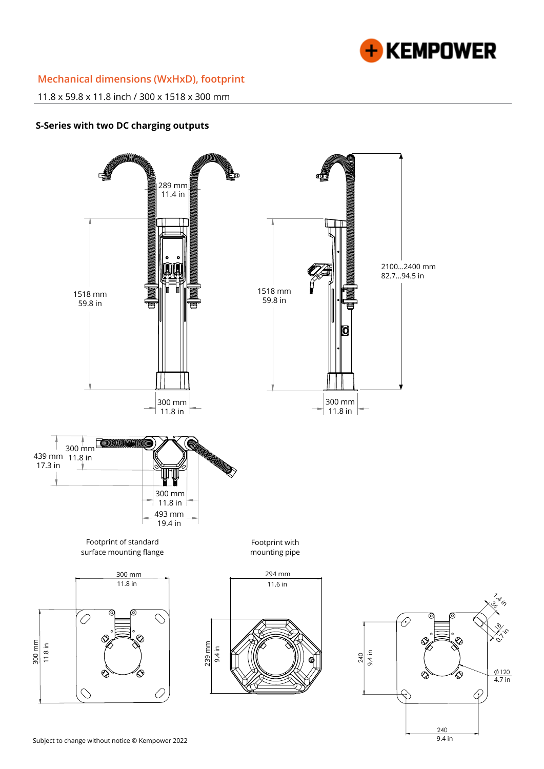## Mechanical dimensions (WxHxD), footprint

11.8 x 59.8 x 11.8 inch / 300 x 1518 x 300 mm

### S-Series with two DC charging outputs

289 mm
11.4 in

1518 mm
59.8 in

300 mm
11.8 in

1518 mm
59.8 in

2100...2400 mm
82.7...94.5 in

300 mm
11.8 in

439 mm
17.3 in

300 mm
11.8 in

300 mm
11.8 in

493 mm
19.4 in

Footprint of standard surface mounting flange

300 mm
11.8 in

300 mm
11.8 in

Footprint with mounting pipe

294 mm
11.6 in

239 mm
9.4 in

240
9.4 in

36
1.4 in

18
0.7 in

Ø 120
4.7 in

240
9.4 in

Subject to change without notice © Kempower 2022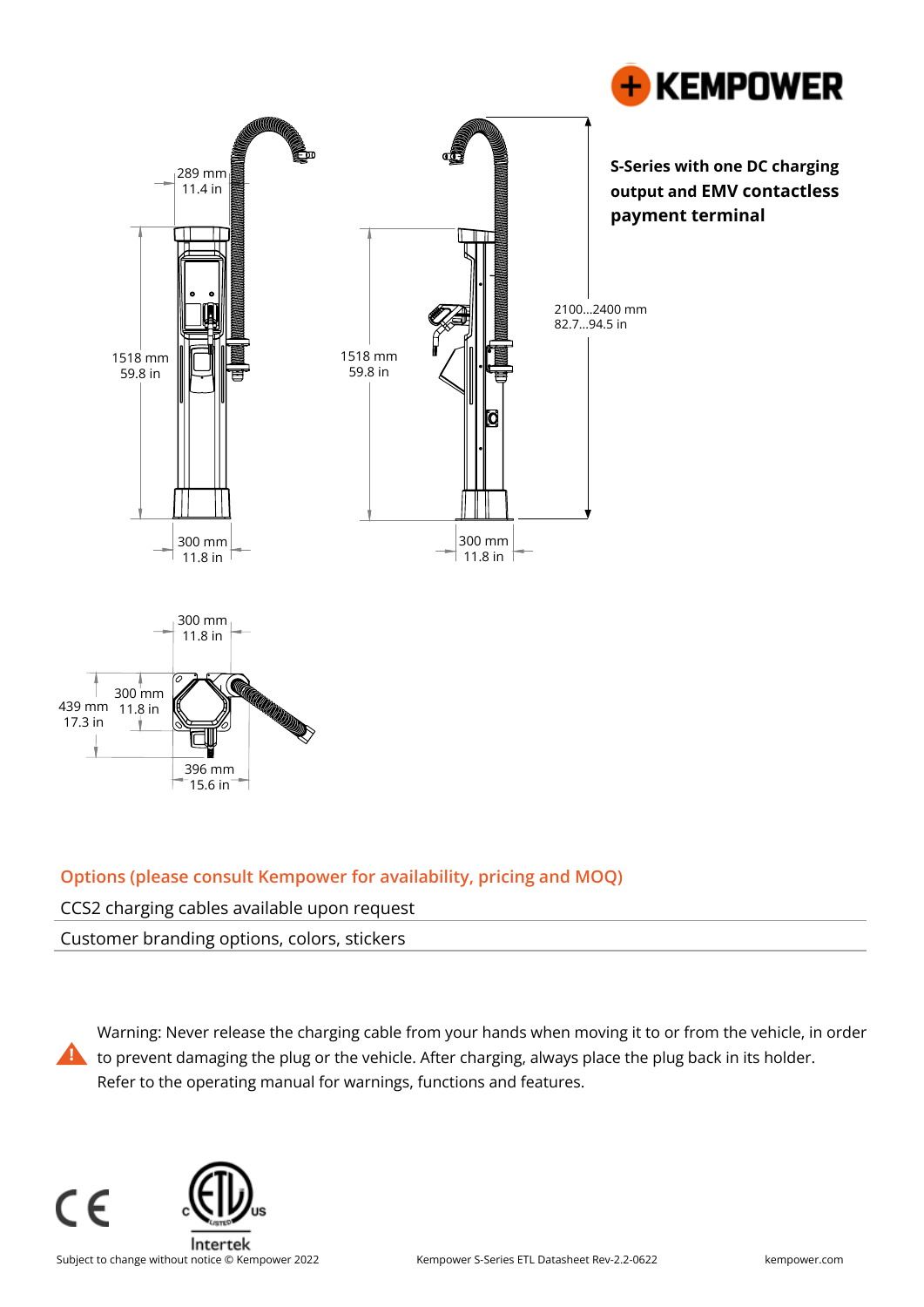**S-Series with one DC charging output and EMV contactless payment terminal**

289 mm
11.4 in

1518 mm
59.8 in

300 mm
11.8 in

1518 mm
59.8 in

300 mm
11.8 in

2100...2400 mm
82.7...94.5 in

300 mm
11.8 in

439 mm
17.3 in

300 mm
11.8 in

396 mm
15.6 in

## Options (please consult Kempower for availability, pricing and MOQ)

| |
|---|
| CCS2 charging cables available upon request |
| Customer branding options, colors, stickers |

Warning: Never release the charging cable from your hands when moving it to or from the vehicle, in order to prevent damaging the plug or the vehicle. After charging, always place the plug back in its holder. Refer to the operating manual for warnings, functions and features.

Subject to change without notice © Kempower 2022

Kempower S-Series ETL Datasheet Rev-2.2-0622

kempower.com